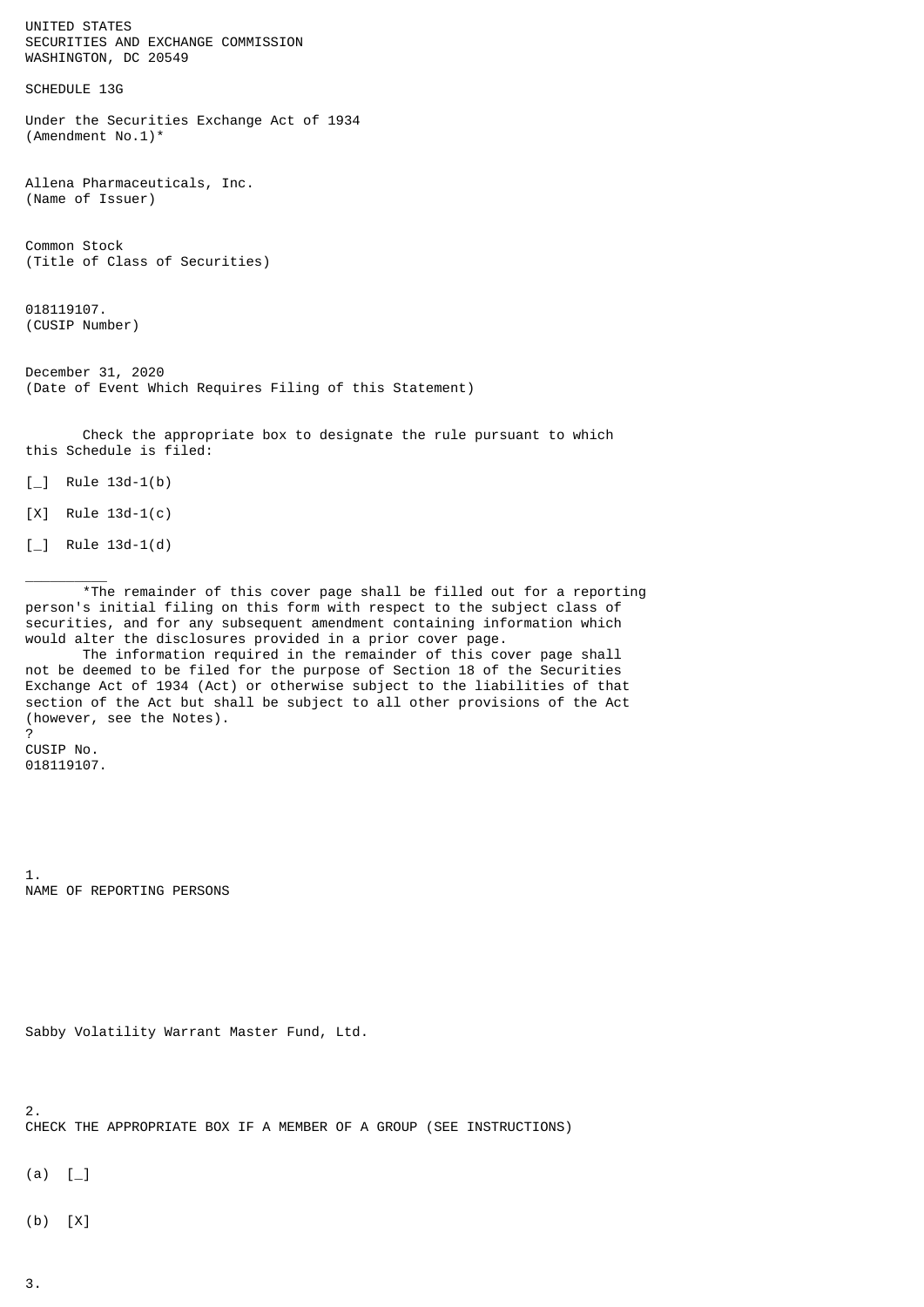UNITED STATES
SECURITIES AND EXCHANGE COMMISSION
WASHINGTON, DC 20549

SCHEDULE 13G

Under the Securities Exchange Act of 1934
(Amendment No.1)*

Allena Pharmaceuticals, Inc.
(Name of Issuer)

Common Stock
(Title of Class of Securities)

018119107.
(CUSIP Number)

December 31, 2020
(Date of Event Which Requires Filing of this Statement)

Check the appropriate box to designate the rule pursuant to which this Schedule is filed:

[_] Rule 13d-1(b)

[X] Rule 13d-1(c)

[_] Rule 13d-1(d)

__________

*The remainder of this cover page shall be filled out for a reporting person's initial filing on this form with respect to the subject class of securities, and for any subsequent amendment containing information which would alter the disclosures provided in a prior cover page.

The information required in the remainder of this cover page shall not be deemed to be filed for the purpose of Section 18 of the Securities Exchange Act of 1934 (Act) or otherwise subject to the liabilities of that section of the Act but shall be subject to all other provisions of the Act (however, see the Notes).

?

CUSIP No.
018119107.

1.
NAME OF REPORTING PERSONS

Sabby Volatility Warrant Master Fund, Ltd.

2.
CHECK THE APPROPRIATE BOX IF A MEMBER OF A GROUP (SEE INSTRUCTIONS)

(a) [_]

(b) [X]

3.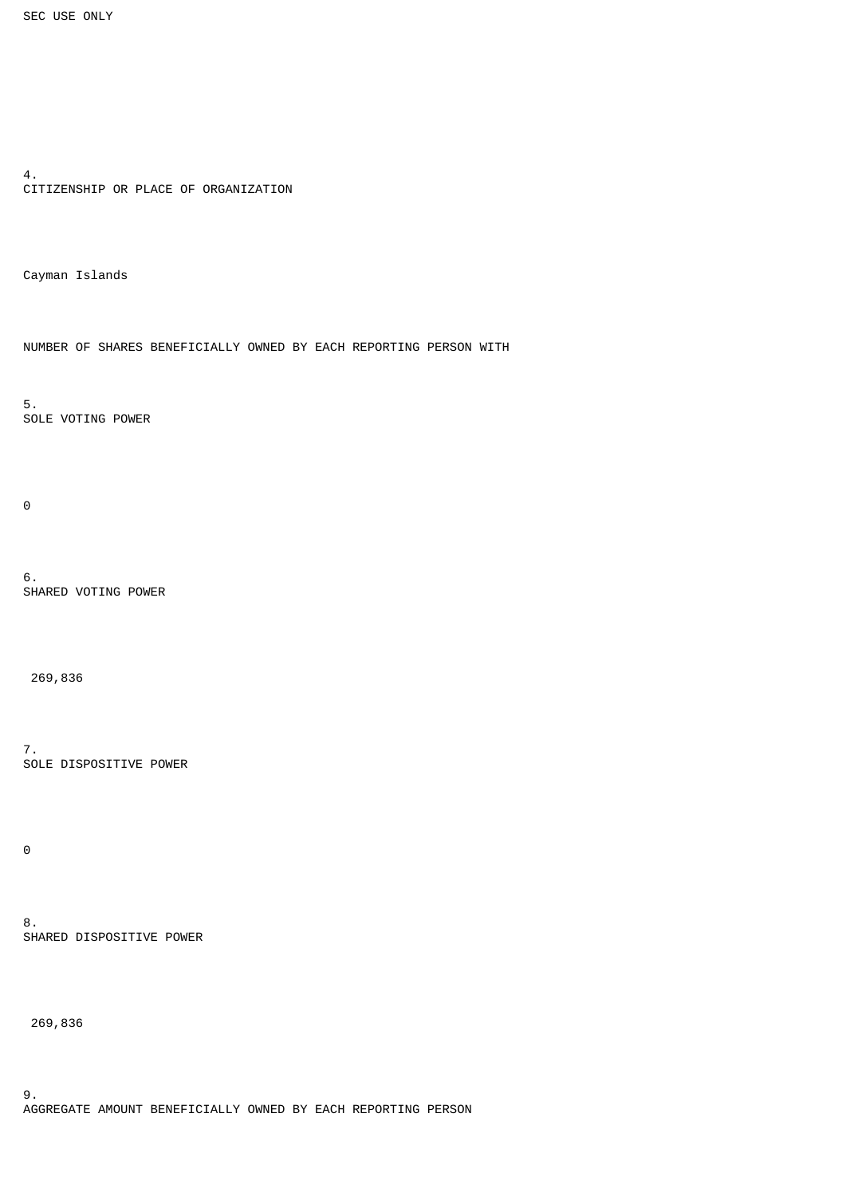SEC USE ONLY

4.
CITIZENSHIP OR PLACE OF ORGANIZATION

Cayman Islands

NUMBER OF SHARES BENEFICIALLY OWNED BY EACH REPORTING PERSON WITH

5.
SOLE VOTING POWER

0

6.
SHARED VOTING POWER

269,836

7.
SOLE DISPOSITIVE POWER

0

8.
SHARED DISPOSITIVE POWER

269,836

9.
AGGREGATE AMOUNT BENEFICIALLY OWNED BY EACH REPORTING PERSON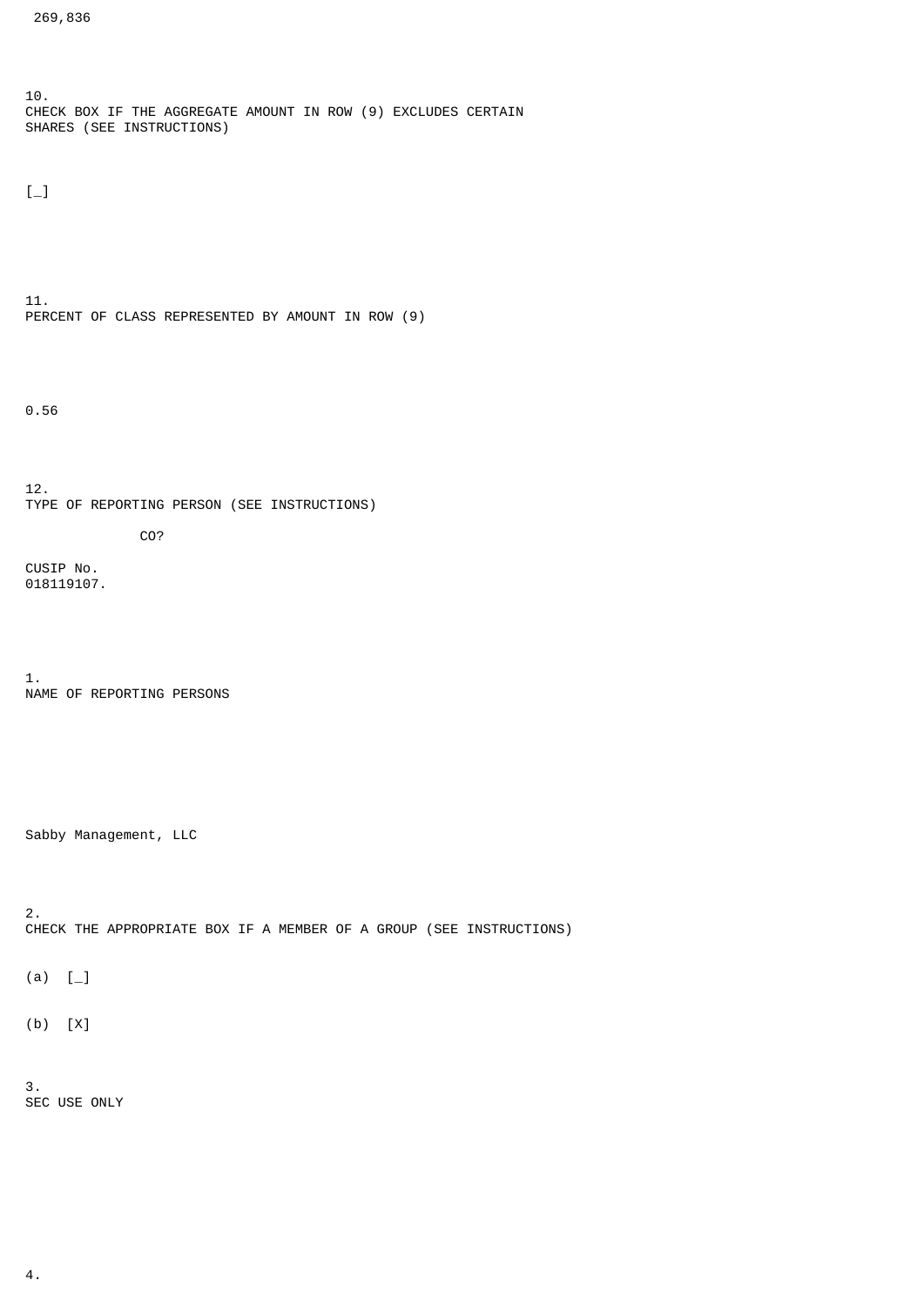269,836

10.
CHECK BOX IF THE AGGREGATE AMOUNT IN ROW (9) EXCLUDES CERTAIN SHARES (SEE INSTRUCTIONS)

[_]

11.
PERCENT OF CLASS REPRESENTED BY AMOUNT IN ROW (9)

0.56

12.
TYPE OF REPORTING PERSON (SEE INSTRUCTIONS)

CO?

CUSIP No.
018119107.

1.
NAME OF REPORTING PERSONS

Sabby Management, LLC

2.
CHECK THE APPROPRIATE BOX IF A MEMBER OF A GROUP (SEE INSTRUCTIONS)

(a) [_]

(b) [X]

3.
SEC USE ONLY

4.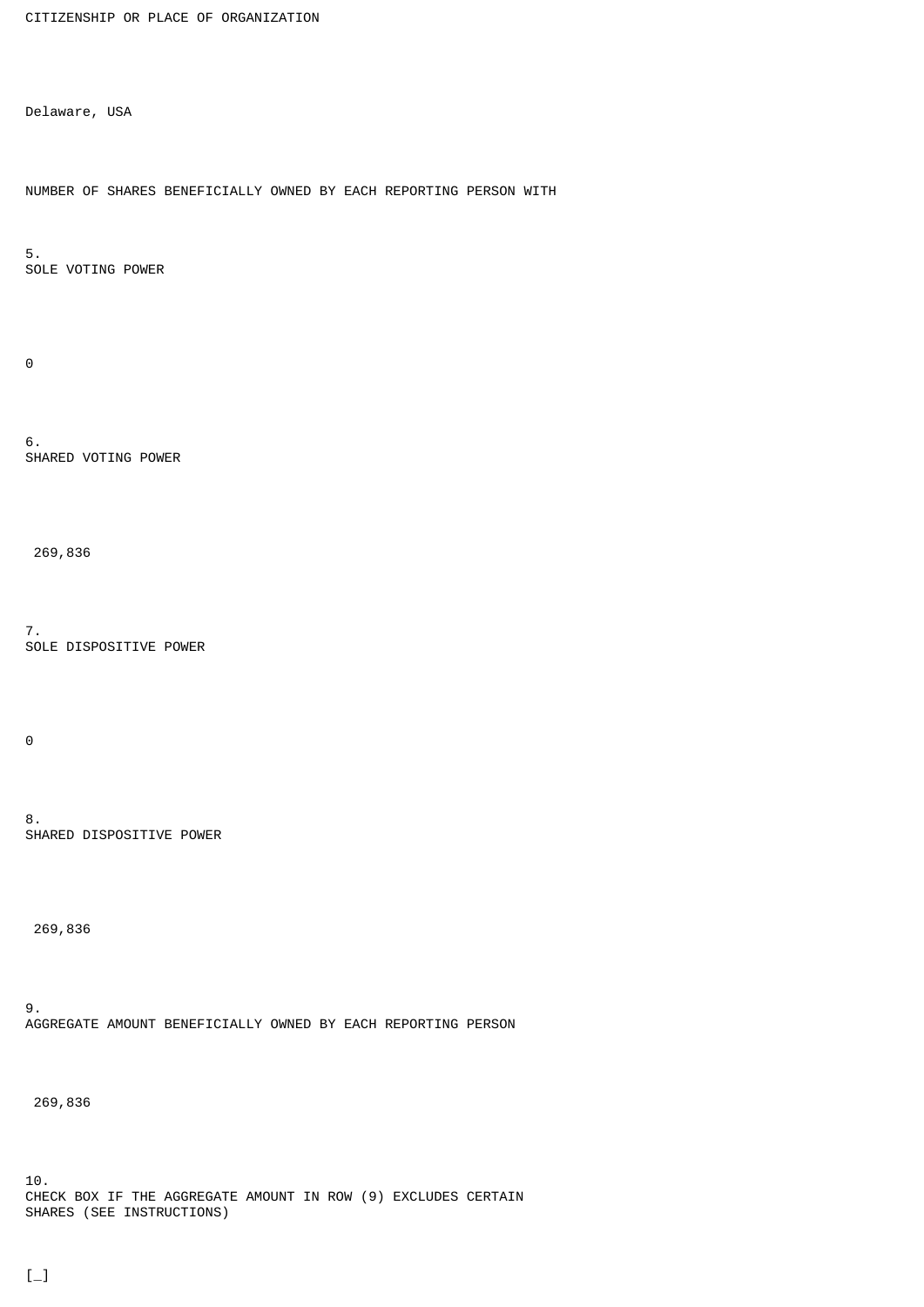CITIZENSHIP OR PLACE OF ORGANIZATION

Delaware, USA

NUMBER OF SHARES BENEFICIALLY OWNED BY EACH REPORTING PERSON WITH

5.
SOLE VOTING POWER

0

6.
SHARED VOTING POWER

269,836

7.
SOLE DISPOSITIVE POWER

0

8.
SHARED DISPOSITIVE POWER

269,836

9.
AGGREGATE AMOUNT BENEFICIALLY OWNED BY EACH REPORTING PERSON

269,836

10.
CHECK BOX IF THE AGGREGATE AMOUNT IN ROW (9) EXCLUDES CERTAIN SHARES (SEE INSTRUCTIONS)

[_]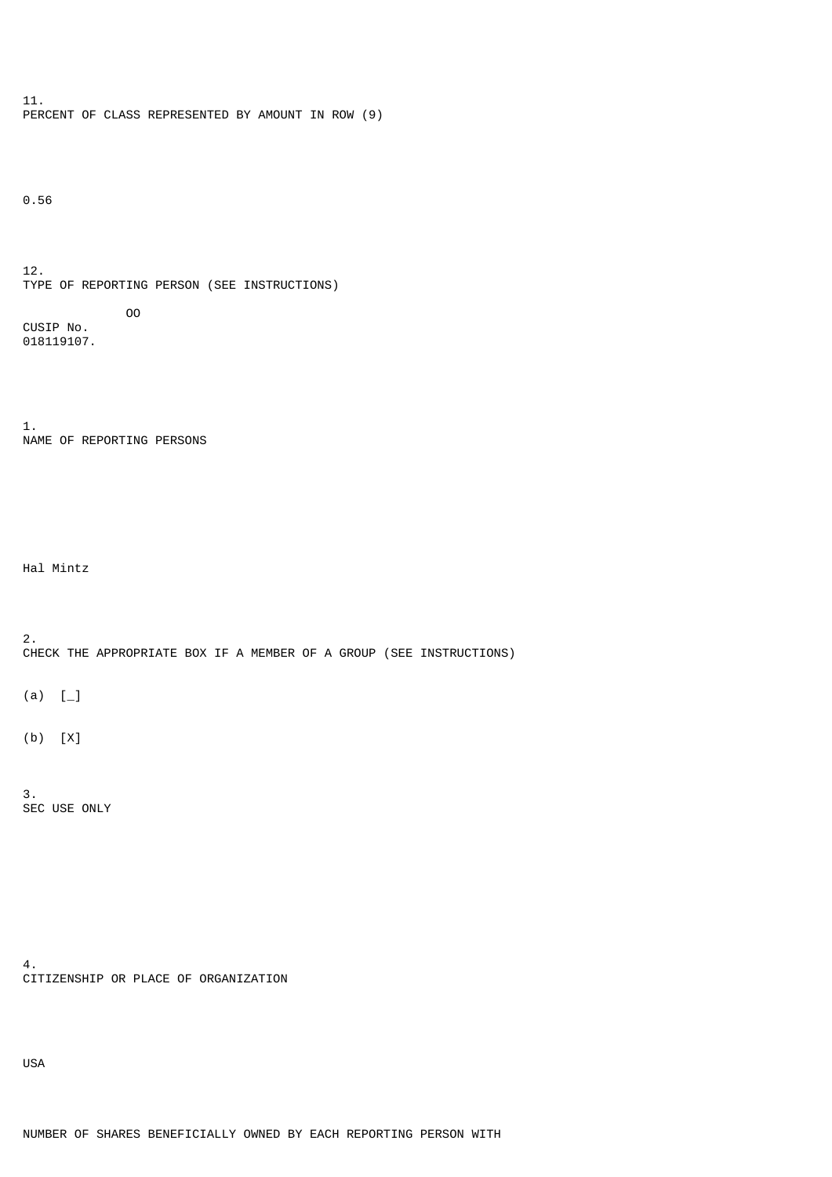11.
PERCENT OF CLASS REPRESENTED BY AMOUNT IN ROW (9)

0.56

12.
TYPE OF REPORTING PERSON (SEE INSTRUCTIONS)

OO

CUSIP No.
018119107.

1.
NAME OF REPORTING PERSONS

Hal Mintz

2.
CHECK THE APPROPRIATE BOX IF A MEMBER OF A GROUP (SEE INSTRUCTIONS)

(a) [_]

(b) [X]

3.
SEC USE ONLY

4.
CITIZENSHIP OR PLACE OF ORGANIZATION

USA

NUMBER OF SHARES BENEFICIALLY OWNED BY EACH REPORTING PERSON WITH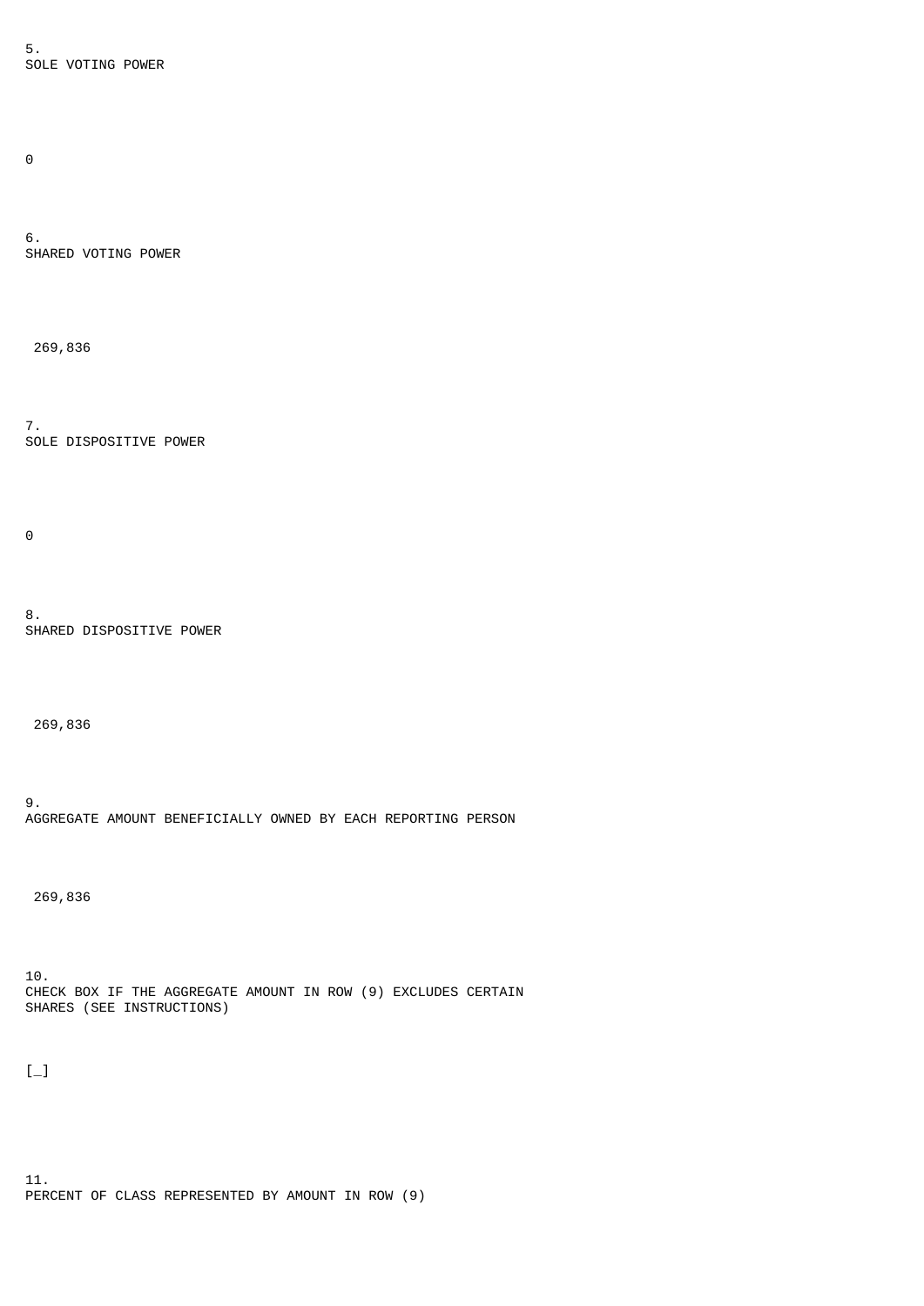5.
SOLE VOTING POWER

0

6.
SHARED VOTING POWER

269,836

7.
SOLE DISPOSITIVE POWER

0

8.
SHARED DISPOSITIVE POWER

269,836

9.
AGGREGATE AMOUNT BENEFICIALLY OWNED BY EACH REPORTING PERSON

269,836

10.
CHECK BOX IF THE AGGREGATE AMOUNT IN ROW (9) EXCLUDES CERTAIN SHARES (SEE INSTRUCTIONS)

[_]

11.
PERCENT OF CLASS REPRESENTED BY AMOUNT IN ROW (9)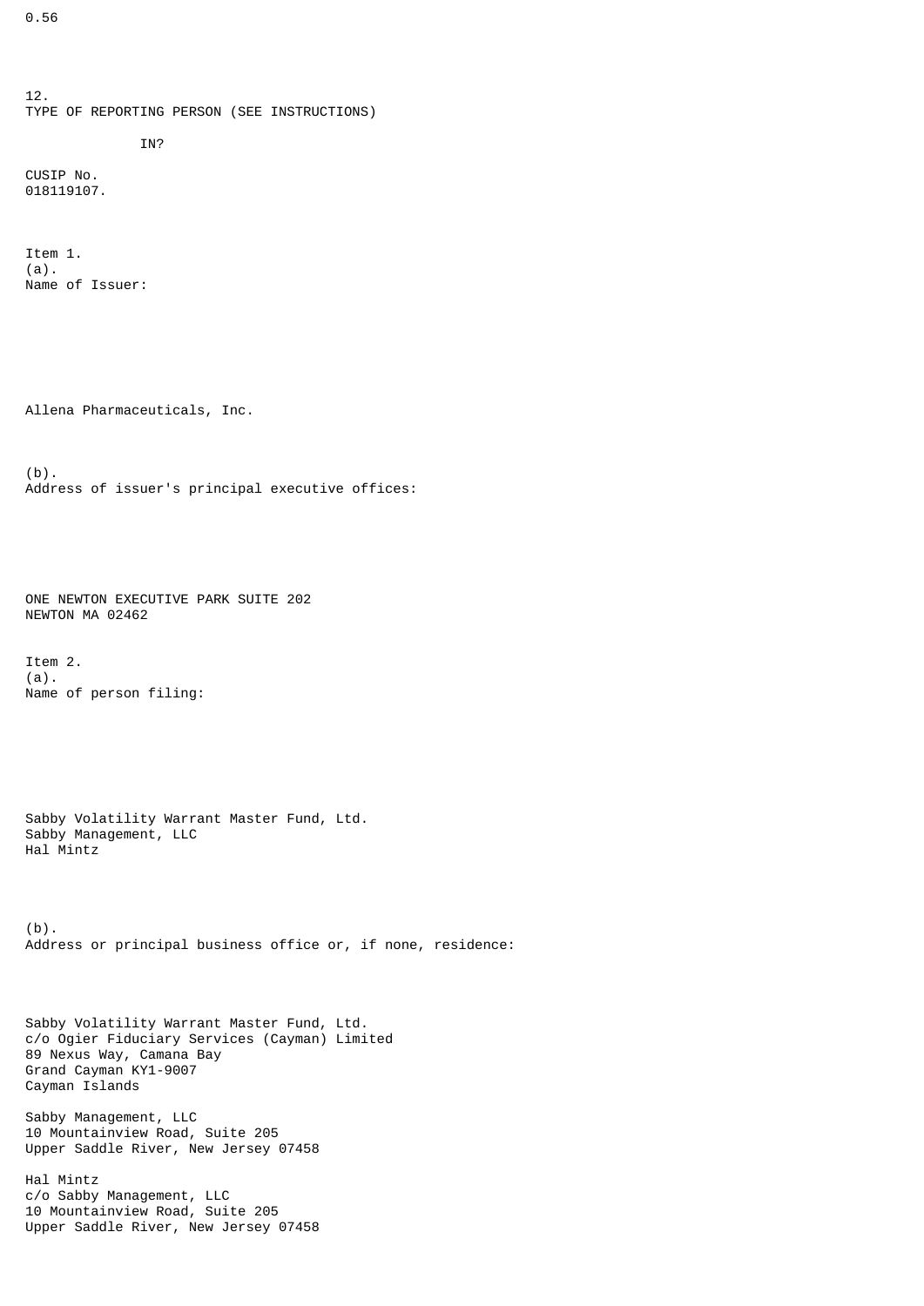0.56

12.
TYPE OF REPORTING PERSON (SEE INSTRUCTIONS)

IN?

CUSIP No.
018119107.

Item 1.
(a).
Name of Issuer:

Allena Pharmaceuticals, Inc.

(b).
Address of issuer's principal executive offices:

ONE NEWTON EXECUTIVE PARK SUITE 202
NEWTON MA 02462

Item 2.
(a).
Name of person filing:

Sabby Volatility Warrant Master Fund, Ltd.
Sabby Management, LLC
Hal Mintz

(b).
Address or principal business office or, if none, residence:

Sabby Volatility Warrant Master Fund, Ltd.
c/o Ogier Fiduciary Services (Cayman) Limited
89 Nexus Way, Camana Bay
Grand Cayman KY1-9007
Cayman Islands

Sabby Management, LLC
10 Mountainview Road, Suite 205
Upper Saddle River, New Jersey 07458

Hal Mintz
c/o Sabby Management, LLC
10 Mountainview Road, Suite 205
Upper Saddle River, New Jersey 07458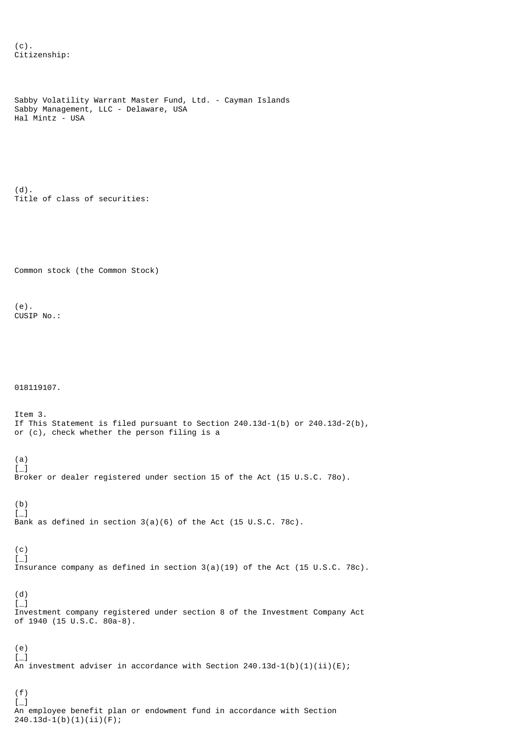(c).
Citizenship:

Sabby Volatility Warrant Master Fund, Ltd. - Cayman Islands
Sabby Management, LLC - Delaware, USA
Hal Mintz - USA

(d).
Title of class of securities:

Common stock (the Common Stock)

(e).
CUSIP No.:

018119107.

Item 3.
If This Statement is filed pursuant to Section 240.13d-1(b) or 240.13d-2(b), or (c), check whether the person filing is a

(a)
[_]
Broker or dealer registered under section 15 of the Act (15 U.S.C. 78o).

(b)
[_]
Bank as defined in section 3(a)(6) of the Act (15 U.S.C. 78c).

(c)
[_]
Insurance company as defined in section 3(a)(19) of the Act (15 U.S.C. 78c).

(d)
[_]
Investment company registered under section 8 of the Investment Company Act of 1940 (15 U.S.C. 80a-8).

(e)
[_]
An investment adviser in accordance with Section 240.13d-1(b)(1)(ii)(E);

(f)
[_]
An employee benefit plan or endowment fund in accordance with Section 240.13d-1(b)(1)(ii)(F);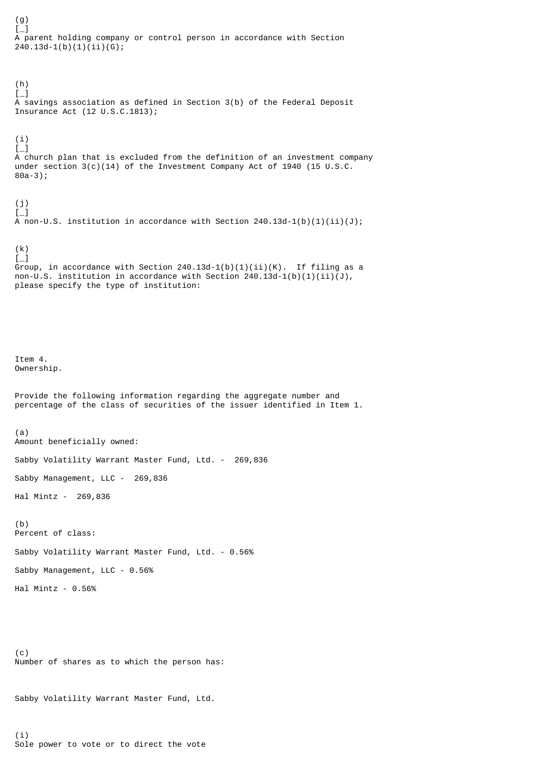(g)
[_]
A parent holding company or control person in accordance with Section 240.13d-1(b)(1)(ii)(G);

(h)
[_]
A savings association as defined in Section 3(b) of the Federal Deposit Insurance Act (12 U.S.C.1813);

(i)
[_]
A church plan that is excluded from the definition of an investment company under section 3(c)(14) of the Investment Company Act of 1940 (15 U.S.C. 80a-3);

(j)
[_]
A non-U.S. institution in accordance with Section 240.13d-1(b)(1)(ii)(J);

(k)
[_]
Group, in accordance with Section 240.13d-1(b)(1)(ii)(K). If filing as a non-U.S. institution in accordance with Section 240.13d-1(b)(1)(ii)(J), please specify the type of institution:

Item 4.
Ownership.

Provide the following information regarding the aggregate number and percentage of the class of securities of the issuer identified in Item 1.

(a)
Amount beneficially owned:

Sabby Volatility Warrant Master Fund, Ltd. - 269,836

Sabby Management, LLC - 269,836

Hal Mintz - 269,836

(b)
Percent of class:

Sabby Volatility Warrant Master Fund, Ltd. - 0.56%

Sabby Management, LLC - 0.56%

Hal Mintz - 0.56%

(c)
Number of shares as to which the person has:

Sabby Volatility Warrant Master Fund, Ltd.

(i)
Sole power to vote or to direct the vote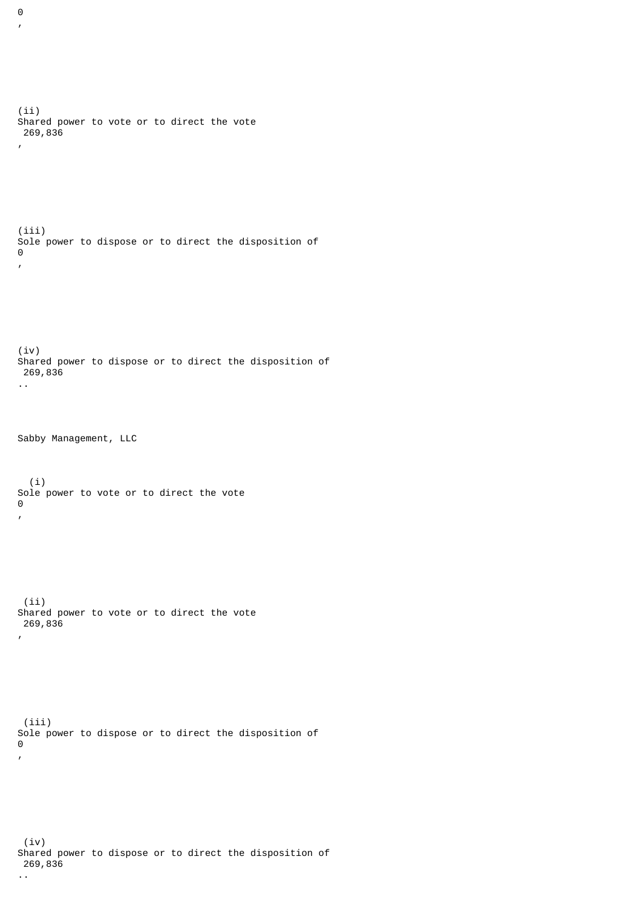0

,

(ii)
Shared power to vote or to direct the vote
269,836

,

(iii)
Sole power to dispose or to direct the disposition of
0

,

(iv)
Shared power to dispose or to direct the disposition of
269,836

..

Sabby Management, LLC

(i)
Sole power to vote or to direct the vote
0

,

(ii)
Shared power to vote or to direct the vote
269,836

,

(iii)
Sole power to dispose or to direct the disposition of
0

,

(iv)
Shared power to dispose or to direct the disposition of
269,836

..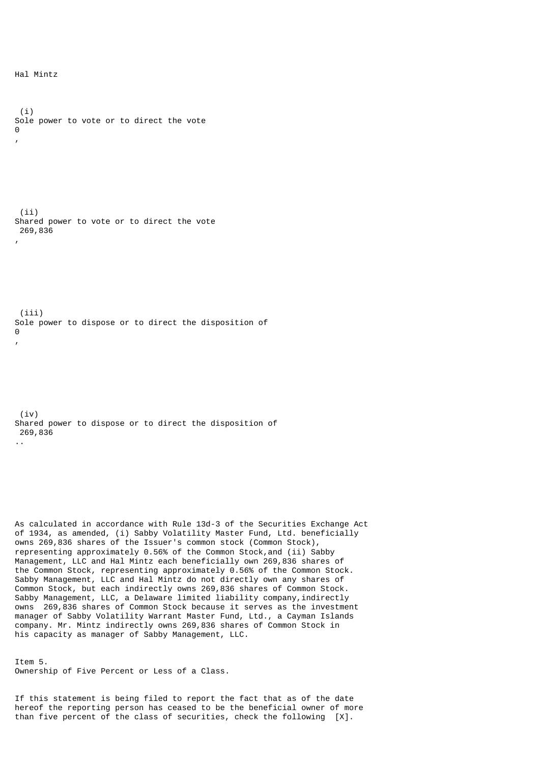Hal Mintz

(i)
Sole power to vote or to direct the vote
0
,

(ii)
Shared power to vote or to direct the vote
269,836
,

(iii)
Sole power to dispose or to direct the disposition of
0
,

(iv)
Shared power to dispose or to direct the disposition of
269,836
..

As calculated in accordance with Rule 13d-3 of the Securities Exchange Act of 1934, as amended, (i) Sabby Volatility Master Fund, Ltd. beneficially owns 269,836 shares of the Issuer's common stock (Common Stock), representing approximately 0.56% of the Common Stock,and (ii) Sabby Management, LLC and Hal Mintz each beneficially own 269,836 shares of the Common Stock, representing approximately 0.56% of the Common Stock. Sabby Management, LLC and Hal Mintz do not directly own any shares of Common Stock, but each indirectly owns 269,836 shares of Common Stock. Sabby Management, LLC, a Delaware limited liability company,indirectly owns 269,836 shares of Common Stock because it serves as the investment manager of Sabby Volatility Warrant Master Fund, Ltd., a Cayman Islands company. Mr. Mintz indirectly owns 269,836 shares of Common Stock in his capacity as manager of Sabby Management, LLC.

Item 5.
Ownership of Five Percent or Less of a Class.

If this statement is being filed to report the fact that as of the date hereof the reporting person has ceased to be the beneficial owner of more than five percent of the class of securities, check the following [X].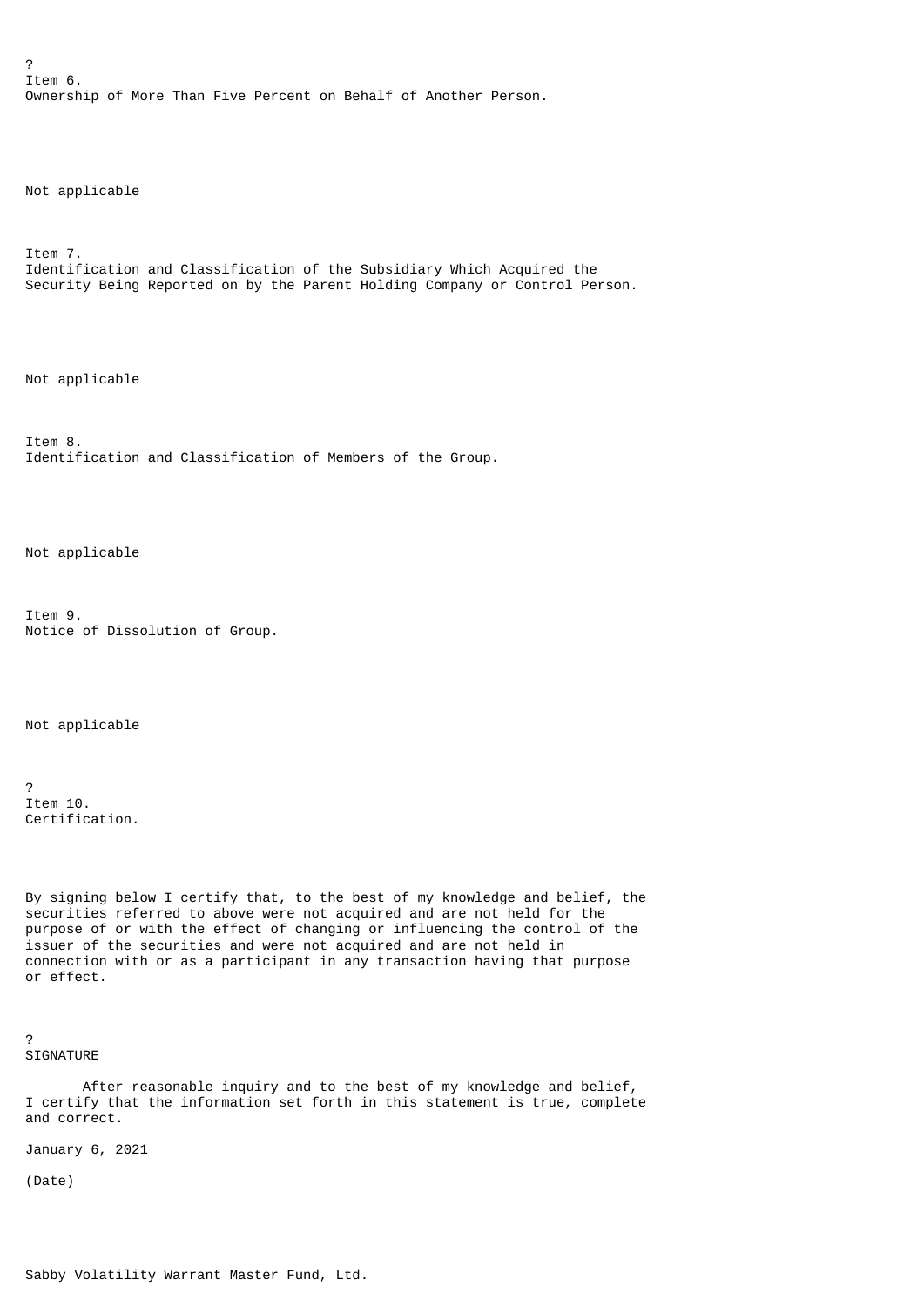?

Item 6.
Ownership of More Than Five Percent on Behalf of Another Person.

Not applicable

Item 7.
Identification and Classification of the Subsidiary Which Acquired the Security Being Reported on by the Parent Holding Company or Control Person.

Not applicable

Item 8.
Identification and Classification of Members of the Group.

Not applicable

Item 9.
Notice of Dissolution of Group.

Not applicable

?

Item 10.
Certification.

By signing below I certify that, to the best of my knowledge and belief, the securities referred to above were not acquired and are not held for the purpose of or with the effect of changing or influencing the control of the issuer of the securities and were not acquired and are not held in connection with or as a participant in any transaction having that purpose or effect.

?

SIGNATURE

After reasonable inquiry and to the best of my knowledge and belief, I certify that the information set forth in this statement is true, complete and correct.

January 6, 2021

(Date)

Sabby Volatility Warrant Master Fund, Ltd.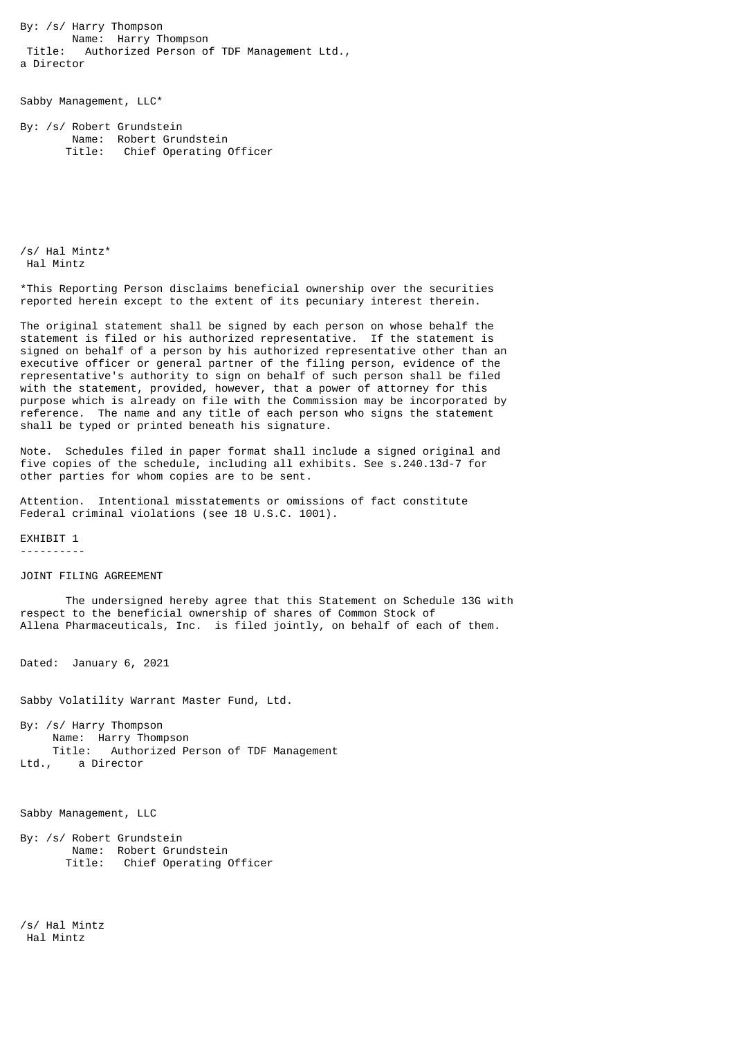By: /s/ Harry Thompson
Name: Harry Thompson
Title: Authorized Person of TDF Management Ltd., a Director

Sabby Management, LLC*

By: /s/ Robert Grundstein
Name: Robert Grundstein
Title: Chief Operating Officer

/s/ Hal Mintz*
Hal Mintz

*This Reporting Person disclaims beneficial ownership over the securities reported herein except to the extent of its pecuniary interest therein.

The original statement shall be signed by each person on whose behalf the statement is filed or his authorized representative. If the statement is signed on behalf of a person by his authorized representative other than an executive officer or general partner of the filing person, evidence of the representative's authority to sign on behalf of such person shall be filed with the statement, provided, however, that a power of attorney for this purpose which is already on file with the Commission may be incorporated by reference. The name and any title of each person who signs the statement shall be typed or printed beneath his signature.

Note. Schedules filed in paper format shall include a signed original and five copies of the schedule, including all exhibits. See s.240.13d-7 for other parties for whom copies are to be sent.

Attention. Intentional misstatements or omissions of fact constitute Federal criminal violations (see 18 U.S.C. 1001).

## EXHIBIT 1

## JOINT FILING AGREEMENT

The undersigned hereby agree that this Statement on Schedule 13G with respect to the beneficial ownership of shares of Common Stock of Allena Pharmaceuticals, Inc. is filed jointly, on behalf of each of them.

Dated: January 6, 2021

Sabby Volatility Warrant Master Fund, Ltd.

By: /s/ Harry Thompson
Name: Harry Thompson
Title: Authorized Person of TDF Management Ltd., a Director

Sabby Management, LLC

By: /s/ Robert Grundstein
Name: Robert Grundstein
Title: Chief Operating Officer

/s/ Hal Mintz
Hal Mintz